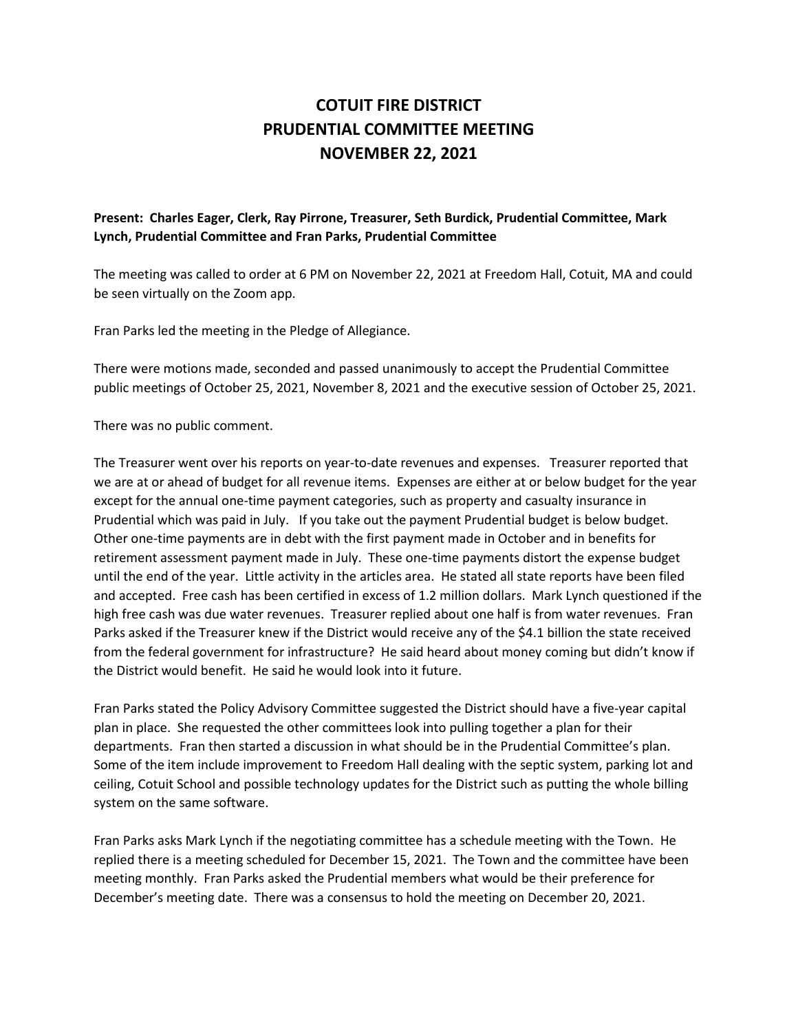# COTUIT FIRE DISTRICT
# PRUDENTIAL COMMITTEE MEETING
# NOVEMBER 22, 2021

**Present: Charles Eager, Clerk, Ray Pirrone, Treasurer, Seth Burdick, Prudential Committee, Mark Lynch, Prudential Committee and Fran Parks, Prudential Committee**

The meeting was called to order at 6 PM on November 22, 2021 at Freedom Hall, Cotuit, MA and could be seen virtually on the Zoom app.

Fran Parks led the meeting in the Pledge of Allegiance.

There were motions made, seconded and passed unanimously to accept the Prudential Committee public meetings of October 25, 2021, November 8, 2021 and the executive session of October 25, 2021.

There was no public comment.

The Treasurer went over his reports on year-to-date revenues and expenses. Treasurer reported that we are at or ahead of budget for all revenue items. Expenses are either at or below budget for the year except for the annual one-time payment categories, such as property and casualty insurance in Prudential which was paid in July. If you take out the payment Prudential budget is below budget. Other one-time payments are in debt with the first payment made in October and in benefits for retirement assessment payment made in July. These one-time payments distort the expense budget until the end of the year. Little activity in the articles area. He stated all state reports have been filed and accepted. Free cash has been certified in excess of 1.2 million dollars. Mark Lynch questioned if the high free cash was due water revenues. Treasurer replied about one half is from water revenues. Fran Parks asked if the Treasurer knew if the District would receive any of the $4.1 billion the state received from the federal government for infrastructure? He said heard about money coming but didn't know if the District would benefit. He said he would look into it future.

Fran Parks stated the Policy Advisory Committee suggested the District should have a five-year capital plan in place. She requested the other committees look into pulling together a plan for their departments. Fran then started a discussion in what should be in the Prudential Committee's plan. Some of the item include improvement to Freedom Hall dealing with the septic system, parking lot and ceiling, Cotuit School and possible technology updates for the District such as putting the whole billing system on the same software.

Fran Parks asks Mark Lynch if the negotiating committee has a schedule meeting with the Town. He replied there is a meeting scheduled for December 15, 2021. The Town and the committee have been meeting monthly. Fran Parks asked the Prudential members what would be their preference for December's meeting date. There was a consensus to hold the meeting on December 20, 2021.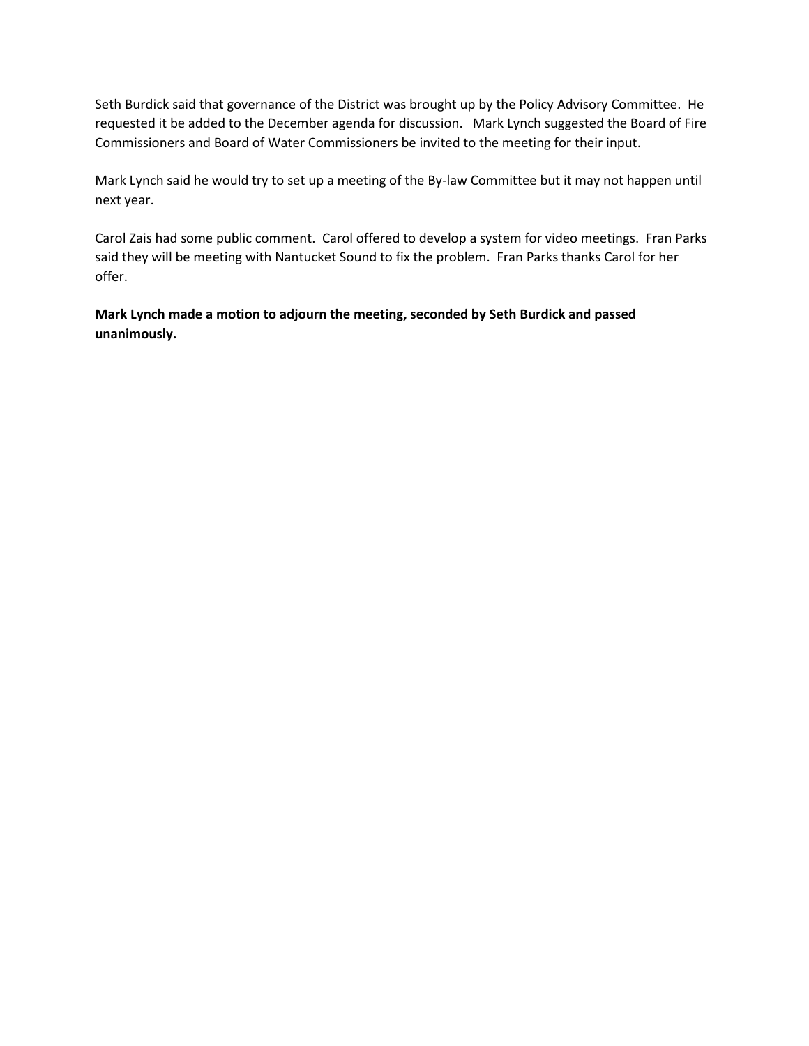Seth Burdick said that governance of the District was brought up by the Policy Advisory Committee. He requested it be added to the December agenda for discussion. Mark Lynch suggested the Board of Fire Commissioners and Board of Water Commissioners be invited to the meeting for their input.

Mark Lynch said he would try to set up a meeting of the By-law Committee but it may not happen until next year.

Carol Zais had some public comment. Carol offered to develop a system for video meetings. Fran Parks said they will be meeting with Nantucket Sound to fix the problem. Fran Parks thanks Carol for her offer.

**Mark Lynch made a motion to adjourn the meeting, seconded by Seth Burdick and passed unanimously.**